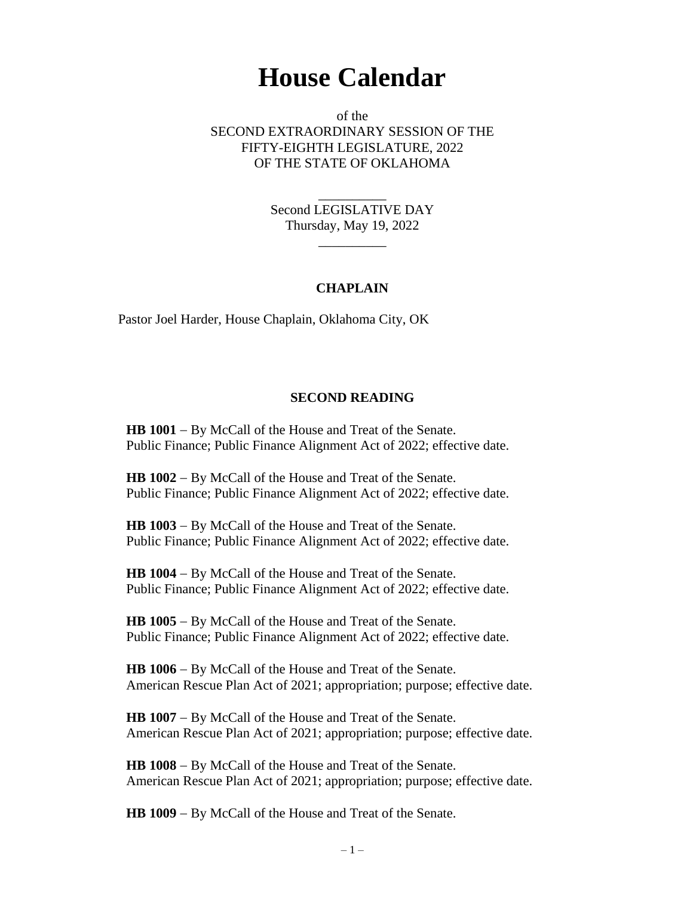# House Calendar

of the
SECOND EXTRAORDINARY SESSION OF THE
FIFTY-EIGHTH LEGISLATURE, 2022
OF THE STATE OF OKLAHOMA

__________

Second LEGISLATIVE DAY
Thursday, May 19, 2022

__________

### CHAPLAIN

Pastor Joel Harder, House Chaplain, Oklahoma City, OK

### SECOND READING

**HB 1001** – By McCall of the House and Treat of the Senate.
Public Finance; Public Finance Alignment Act of 2022; effective date.

**HB 1002** – By McCall of the House and Treat of the Senate.
Public Finance; Public Finance Alignment Act of 2022; effective date.

**HB 1003** – By McCall of the House and Treat of the Senate.
Public Finance; Public Finance Alignment Act of 2022; effective date.

**HB 1004** – By McCall of the House and Treat of the Senate.
Public Finance; Public Finance Alignment Act of 2022; effective date.

**HB 1005** – By McCall of the House and Treat of the Senate.
Public Finance; Public Finance Alignment Act of 2022; effective date.

**HB 1006** – By McCall of the House and Treat of the Senate.
American Rescue Plan Act of 2021; appropriation; purpose; effective date.

**HB 1007** – By McCall of the House and Treat of the Senate.
American Rescue Plan Act of 2021; appropriation; purpose; effective date.

**HB 1008** – By McCall of the House and Treat of the Senate.
American Rescue Plan Act of 2021; appropriation; purpose; effective date.

**HB 1009** – By McCall of the House and Treat of the Senate.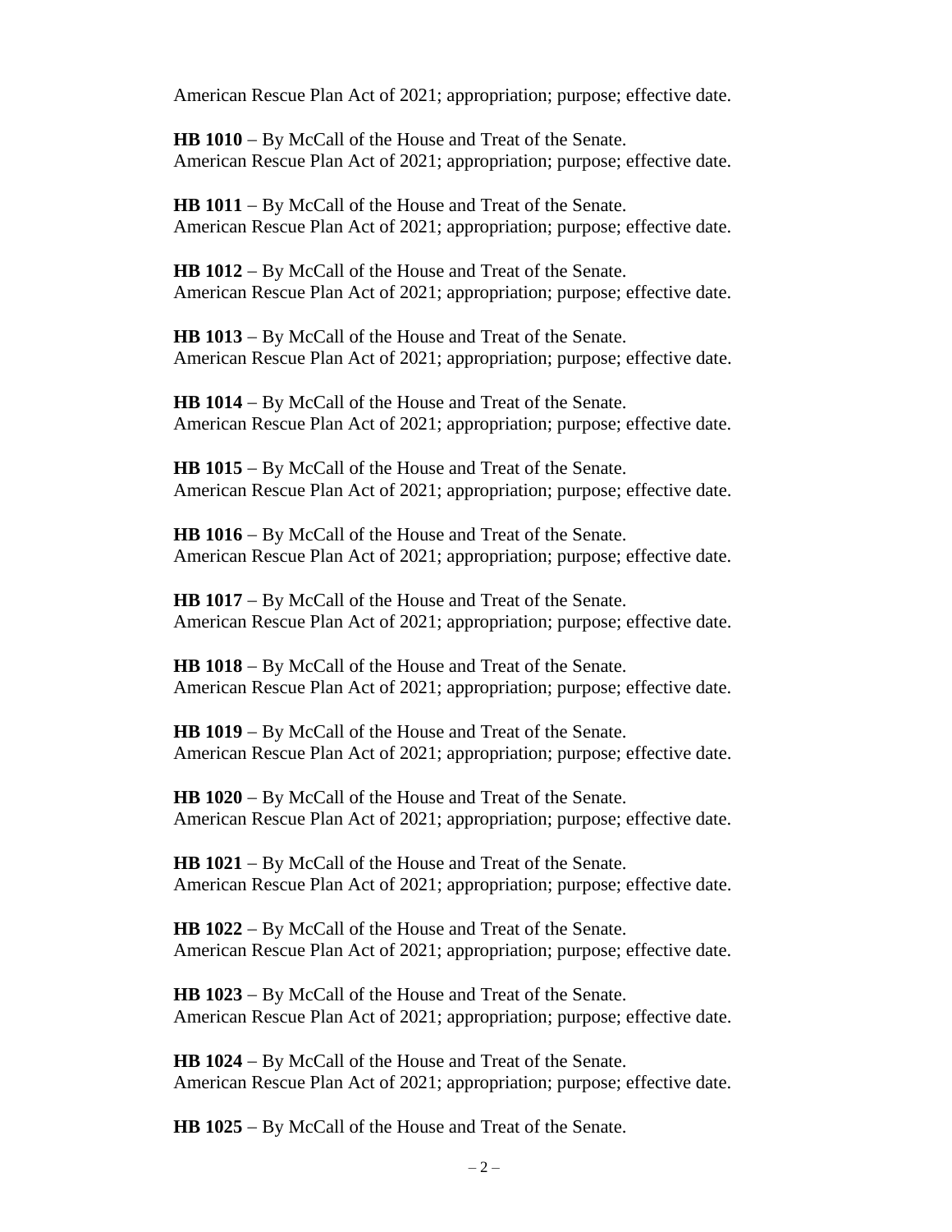American Rescue Plan Act of 2021; appropriation; purpose; effective date.

**HB 1010** – By McCall of the House and Treat of the Senate.
American Rescue Plan Act of 2021; appropriation; purpose; effective date.

**HB 1011** – By McCall of the House and Treat of the Senate.
American Rescue Plan Act of 2021; appropriation; purpose; effective date.

**HB 1012** – By McCall of the House and Treat of the Senate.
American Rescue Plan Act of 2021; appropriation; purpose; effective date.

**HB 1013** – By McCall of the House and Treat of the Senate.
American Rescue Plan Act of 2021; appropriation; purpose; effective date.

**HB 1014** – By McCall of the House and Treat of the Senate.
American Rescue Plan Act of 2021; appropriation; purpose; effective date.

**HB 1015** – By McCall of the House and Treat of the Senate.
American Rescue Plan Act of 2021; appropriation; purpose; effective date.

**HB 1016** – By McCall of the House and Treat of the Senate.
American Rescue Plan Act of 2021; appropriation; purpose; effective date.

**HB 1017** – By McCall of the House and Treat of the Senate.
American Rescue Plan Act of 2021; appropriation; purpose; effective date.

**HB 1018** – By McCall of the House and Treat of the Senate.
American Rescue Plan Act of 2021; appropriation; purpose; effective date.

**HB 1019** – By McCall of the House and Treat of the Senate.
American Rescue Plan Act of 2021; appropriation; purpose; effective date.

**HB 1020** – By McCall of the House and Treat of the Senate.
American Rescue Plan Act of 2021; appropriation; purpose; effective date.

**HB 1021** – By McCall of the House and Treat of the Senate.
American Rescue Plan Act of 2021; appropriation; purpose; effective date.

**HB 1022** – By McCall of the House and Treat of the Senate.
American Rescue Plan Act of 2021; appropriation; purpose; effective date.

**HB 1023** – By McCall of the House and Treat of the Senate.
American Rescue Plan Act of 2021; appropriation; purpose; effective date.

**HB 1024** – By McCall of the House and Treat of the Senate.
American Rescue Plan Act of 2021; appropriation; purpose; effective date.

**HB 1025** – By McCall of the House and Treat of the Senate.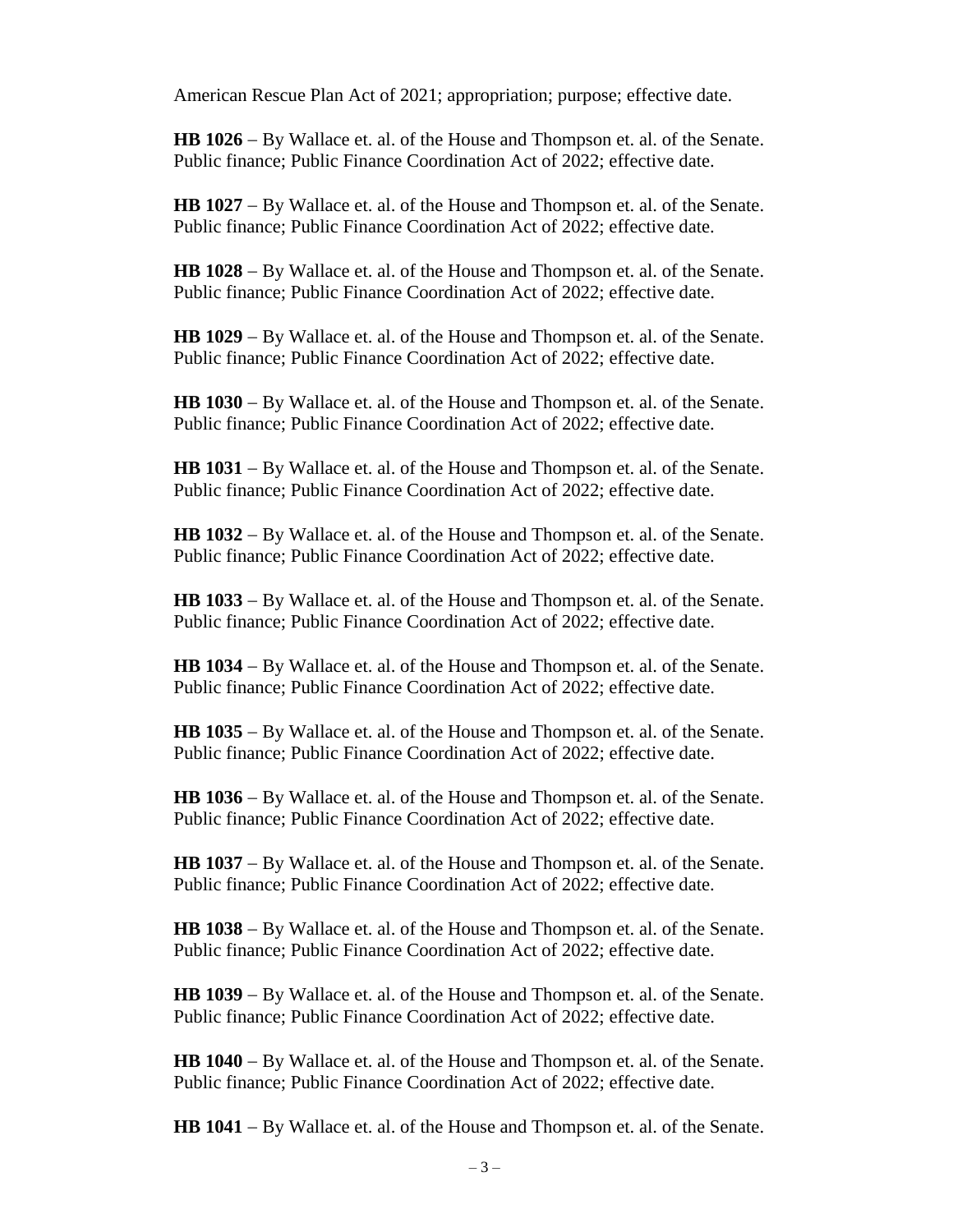American Rescue Plan Act of 2021; appropriation; purpose; effective date.

**HB 1026** – By Wallace et. al. of the House and Thompson et. al. of the Senate. Public finance; Public Finance Coordination Act of 2022; effective date.

**HB 1027** – By Wallace et. al. of the House and Thompson et. al. of the Senate. Public finance; Public Finance Coordination Act of 2022; effective date.

**HB 1028** – By Wallace et. al. of the House and Thompson et. al. of the Senate. Public finance; Public Finance Coordination Act of 2022; effective date.

**HB 1029** – By Wallace et. al. of the House and Thompson et. al. of the Senate. Public finance; Public Finance Coordination Act of 2022; effective date.

**HB 1030** – By Wallace et. al. of the House and Thompson et. al. of the Senate. Public finance; Public Finance Coordination Act of 2022; effective date.

**HB 1031** – By Wallace et. al. of the House and Thompson et. al. of the Senate. Public finance; Public Finance Coordination Act of 2022; effective date.

**HB 1032** – By Wallace et. al. of the House and Thompson et. al. of the Senate. Public finance; Public Finance Coordination Act of 2022; effective date.

**HB 1033** – By Wallace et. al. of the House and Thompson et. al. of the Senate. Public finance; Public Finance Coordination Act of 2022; effective date.

**HB 1034** – By Wallace et. al. of the House and Thompson et. al. of the Senate. Public finance; Public Finance Coordination Act of 2022; effective date.

**HB 1035** – By Wallace et. al. of the House and Thompson et. al. of the Senate. Public finance; Public Finance Coordination Act of 2022; effective date.

**HB 1036** – By Wallace et. al. of the House and Thompson et. al. of the Senate. Public finance; Public Finance Coordination Act of 2022; effective date.

**HB 1037** – By Wallace et. al. of the House and Thompson et. al. of the Senate. Public finance; Public Finance Coordination Act of 2022; effective date.

**HB 1038** – By Wallace et. al. of the House and Thompson et. al. of the Senate. Public finance; Public Finance Coordination Act of 2022; effective date.

**HB 1039** – By Wallace et. al. of the House and Thompson et. al. of the Senate. Public finance; Public Finance Coordination Act of 2022; effective date.

**HB 1040** – By Wallace et. al. of the House and Thompson et. al. of the Senate. Public finance; Public Finance Coordination Act of 2022; effective date.

**HB 1041** – By Wallace et. al. of the House and Thompson et. al. of the Senate.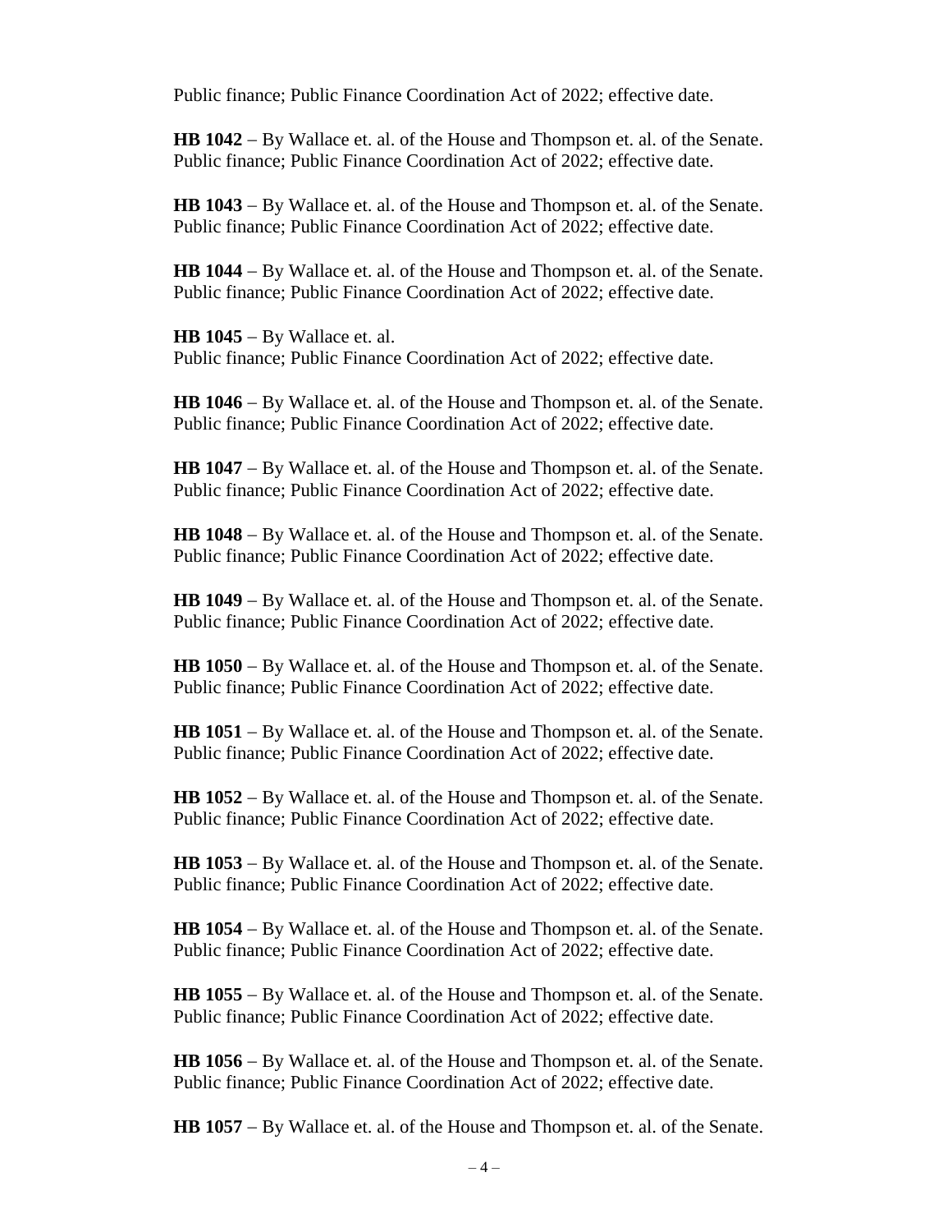Public finance; Public Finance Coordination Act of 2022; effective date.

**HB 1042** – By Wallace et. al. of the House and Thompson et. al. of the Senate.
Public finance; Public Finance Coordination Act of 2022; effective date.

**HB 1043** – By Wallace et. al. of the House and Thompson et. al. of the Senate.
Public finance; Public Finance Coordination Act of 2022; effective date.

**HB 1044** – By Wallace et. al. of the House and Thompson et. al. of the Senate.
Public finance; Public Finance Coordination Act of 2022; effective date.

**HB 1045** – By Wallace et. al.
Public finance; Public Finance Coordination Act of 2022; effective date.

**HB 1046** – By Wallace et. al. of the House and Thompson et. al. of the Senate.
Public finance; Public Finance Coordination Act of 2022; effective date.

**HB 1047** – By Wallace et. al. of the House and Thompson et. al. of the Senate.
Public finance; Public Finance Coordination Act of 2022; effective date.

**HB 1048** – By Wallace et. al. of the House and Thompson et. al. of the Senate.
Public finance; Public Finance Coordination Act of 2022; effective date.

**HB 1049** – By Wallace et. al. of the House and Thompson et. al. of the Senate.
Public finance; Public Finance Coordination Act of 2022; effective date.

**HB 1050** – By Wallace et. al. of the House and Thompson et. al. of the Senate.
Public finance; Public Finance Coordination Act of 2022; effective date.

**HB 1051** – By Wallace et. al. of the House and Thompson et. al. of the Senate.
Public finance; Public Finance Coordination Act of 2022; effective date.

**HB 1052** – By Wallace et. al. of the House and Thompson et. al. of the Senate.
Public finance; Public Finance Coordination Act of 2022; effective date.

**HB 1053** – By Wallace et. al. of the House and Thompson et. al. of the Senate.
Public finance; Public Finance Coordination Act of 2022; effective date.

**HB 1054** – By Wallace et. al. of the House and Thompson et. al. of the Senate.
Public finance; Public Finance Coordination Act of 2022; effective date.

**HB 1055** – By Wallace et. al. of the House and Thompson et. al. of the Senate.
Public finance; Public Finance Coordination Act of 2022; effective date.

**HB 1056** – By Wallace et. al. of the House and Thompson et. al. of the Senate.
Public finance; Public Finance Coordination Act of 2022; effective date.

**HB 1057** – By Wallace et. al. of the House and Thompson et. al. of the Senate.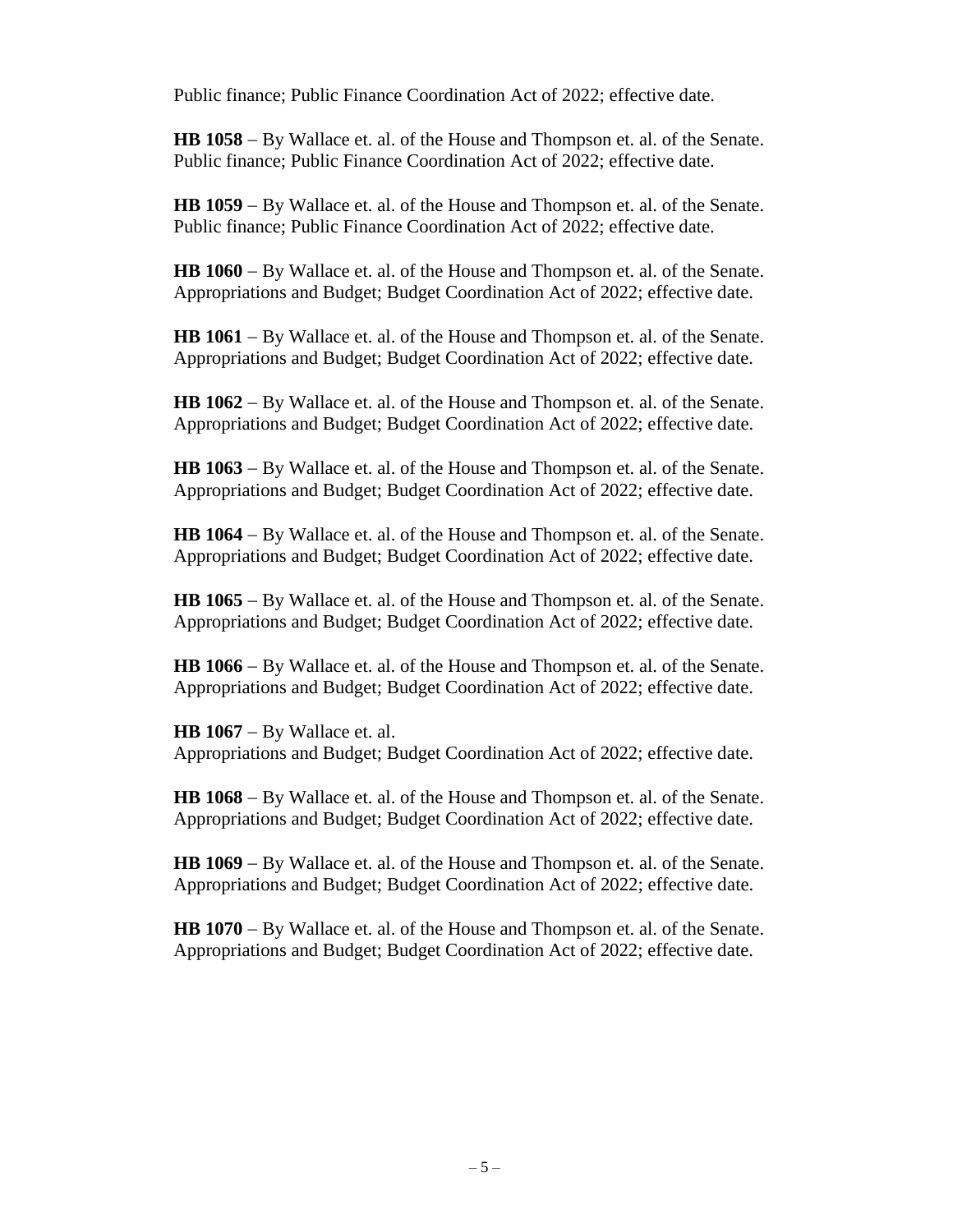Public finance; Public Finance Coordination Act of 2022; effective date.

**HB 1058** – By Wallace et. al. of the House and Thompson et. al. of the Senate.
Public finance; Public Finance Coordination Act of 2022; effective date.

**HB 1059** – By Wallace et. al. of the House and Thompson et. al. of the Senate.
Public finance; Public Finance Coordination Act of 2022; effective date.

**HB 1060** – By Wallace et. al. of the House and Thompson et. al. of the Senate.
Appropriations and Budget; Budget Coordination Act of 2022; effective date.

**HB 1061** – By Wallace et. al. of the House and Thompson et. al. of the Senate.
Appropriations and Budget; Budget Coordination Act of 2022; effective date.

**HB 1062** – By Wallace et. al. of the House and Thompson et. al. of the Senate.
Appropriations and Budget; Budget Coordination Act of 2022; effective date.

**HB 1063** – By Wallace et. al. of the House and Thompson et. al. of the Senate.
Appropriations and Budget; Budget Coordination Act of 2022; effective date.

**HB 1064** – By Wallace et. al. of the House and Thompson et. al. of the Senate.
Appropriations and Budget; Budget Coordination Act of 2022; effective date.

**HB 1065** – By Wallace et. al. of the House and Thompson et. al. of the Senate.
Appropriations and Budget; Budget Coordination Act of 2022; effective date.

**HB 1066** – By Wallace et. al. of the House and Thompson et. al. of the Senate.
Appropriations and Budget; Budget Coordination Act of 2022; effective date.

**HB 1067** – By Wallace et. al.
Appropriations and Budget; Budget Coordination Act of 2022; effective date.

**HB 1068** – By Wallace et. al. of the House and Thompson et. al. of the Senate.
Appropriations and Budget; Budget Coordination Act of 2022; effective date.

**HB 1069** – By Wallace et. al. of the House and Thompson et. al. of the Senate.
Appropriations and Budget; Budget Coordination Act of 2022; effective date.

**HB 1070** – By Wallace et. al. of the House and Thompson et. al. of the Senate.
Appropriations and Budget; Budget Coordination Act of 2022; effective date.